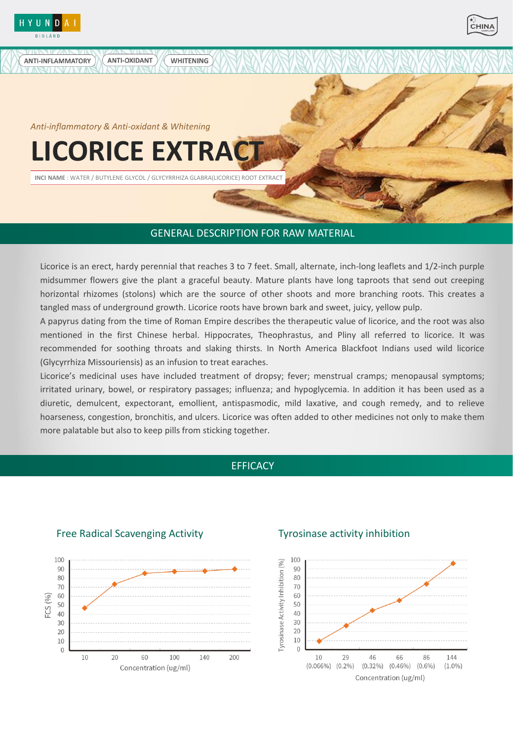HYUNDAI BIOLAND

ANTI-INFLAMMATORY | ANTI-OXIDANT | WHITENING

*Anti-inflammatory & Anti-oxidant & Whitening*

# LICORICE EXTRACT

**INCI NAME** : WATER / BUTYLENE GLYCOL / GLYCYRRHIZA GLABRA(LICORICE) ROOT EXTRACT

## GENERAL DESCRIPTION FOR RAW MATERIAL

Licorice is an erect, hardy perennial that reaches 3 to 7 feet. Small, alternate, inch-long leaflets and 1/2-inch purple midsummer flowers give the plant a graceful beauty. Mature plants have long taproots that send out creeping horizontal rhizomes (stolons) which are the source of other shoots and more branching roots. This creates a tangled mass of underground growth. Licorice roots have brown bark and sweet, juicy, yellow pulp.

A papyrus dating from the time of Roman Empire describes the therapeutic value of licorice, and the root was also mentioned in the first Chinese herbal. Hippocrates, Theophrastus, and Pliny all referred to licorice. It was recommended for soothing throats and slaking thirsts. In North America Blackfoot Indians used wild licorice (Glycyrrhiza Missouriensis) as an infusion to treat earaches.

Licorice's medicinal uses have included treatment of dropsy; fever; menstrual cramps; menopausal symptoms; irritated urinary, bowel, or respiratory passages; influenza; and hypoglycemia. In addition it has been used as a diuretic, demulcent, expectorant, emollient, antispasmodic, mild laxative, and cough remedy, and to relieve hoarseness, congestion, bronchitis, and ulcers. Licorice was often added to other medicines not only to make them more palatable but also to keep pills from sticking together.

## EFFICACY

### Free Radical Scavenging Activity

FCS (%) vs. Concentration (ug/ml): 10, 20, 60, 100, 140, 200

### Tyrosinase activity inhibition

Tyrosinase Activity Inhibition (%) vs. Concentration (ug/ml): 10 (0.066%), 29 (0.2%), 46 (0.32%), 66 (0.46%), 86 (0.6%), 144 (1.0%)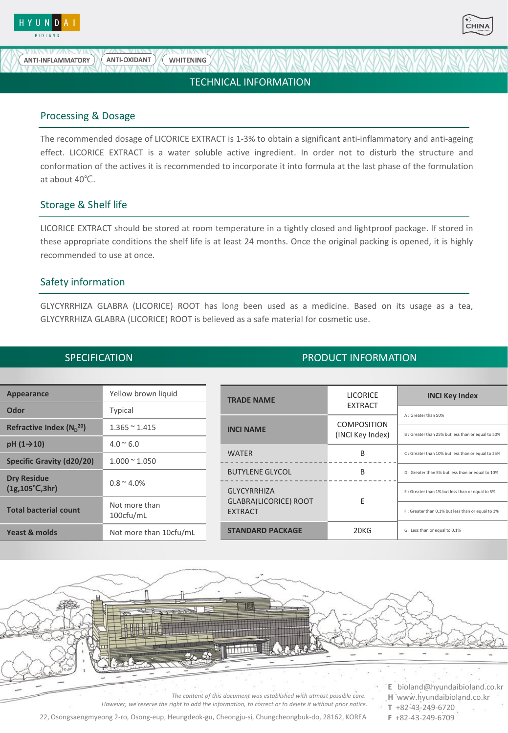ANTI-INFLAMMATORY ANTI-OXIDANT WHITENING

# TECHNICAL INFORMATION

## Processing & Dosage

The recommended dosage of LICORICE EXTRACT is 1-3% to obtain a significant anti-inflammatory and anti-ageing effect. LICORICE EXTRACT is a water soluble active ingredient. In order not to disturb the structure and conformation of the actives it is recommended to incorporate it into formula at the last phase of the formulation at about 40℃.

## Storage & Shelf life

LICORICE EXTRACT should be stored at room temperature in a tightly closed and lightproof package. If stored in these appropriate conditions the shelf life is at least 24 months. Once the original packing is opened, it is highly recommended to use at once.

## Safety information

GLYCYRRHIZA GLABRA (LICORICE) ROOT has long been used as a medicine. Based on its usage as a tea, GLYCYRRHIZA GLABRA (LICORICE) ROOT is believed as a safe material for cosmetic use.

## SPECIFICATION

| | |
|---|---|
| **Appearance** | Yellow brown liquid |
| **Odor** | Typical |
| **Refractive Index ($N_D^{20}$)** | 1.365 ~ 1.415 |
| **pH (1→10)** | 4.0 ~ 6.0 |
| **Specific Gravity (d20/20)** | 1.000 ~ 1.050 |
| **Dry Residue (1g,105℃,3hr)** | 0.8 ~ 4.0% |
| **Total bacterial count** | Not more than 100cfu/mL |
| **Yeast & molds** | Not more than 10cfu/mL |

## PRODUCT INFORMATION

| | |
|---|---|
| **TRADE NAME** | LICORICE EXTRACT |
| **INCI NAME** | COMPOSITION (INCI Key Index) |
| WATER | B |
| BUTYLENE GLYCOL | B |
| GLYCYRRHIZA GLABRA(LICORICE) ROOT EXTRACT | E |
| **STANDARD PACKAGE** | 20KG |

| **INCI Key Index** |
|---|
| A : Greater than 50% |
| B : Greater than 25% but less than or equal to 50% |
| C : Greater than 10% but less than or equal to 25% |
| D : Greater than 5% but less than or equal to 10% |
| E : Greater than 1% but less than or equal to 5% |
| F : Greater than 0.1% but less than or equal to 1% |
| G : Less than or equal to 0.1% |

*The content of this document was established with utmost possible care.*
*However, we reserve the right to add the information, to correct or to delete it without prior notice.*

22, Osongsaengmyeong 2-ro, Osong-eup, Heungdeok-gu, Cheongju-si, Chungcheongbuk-do, 28162, KOREA

**E** bioland@hyundaibioland.co.kr
**H** www.hyundaibioland.co.kr
**T** +82-43-249-6720
**F** +82-43-249-6709